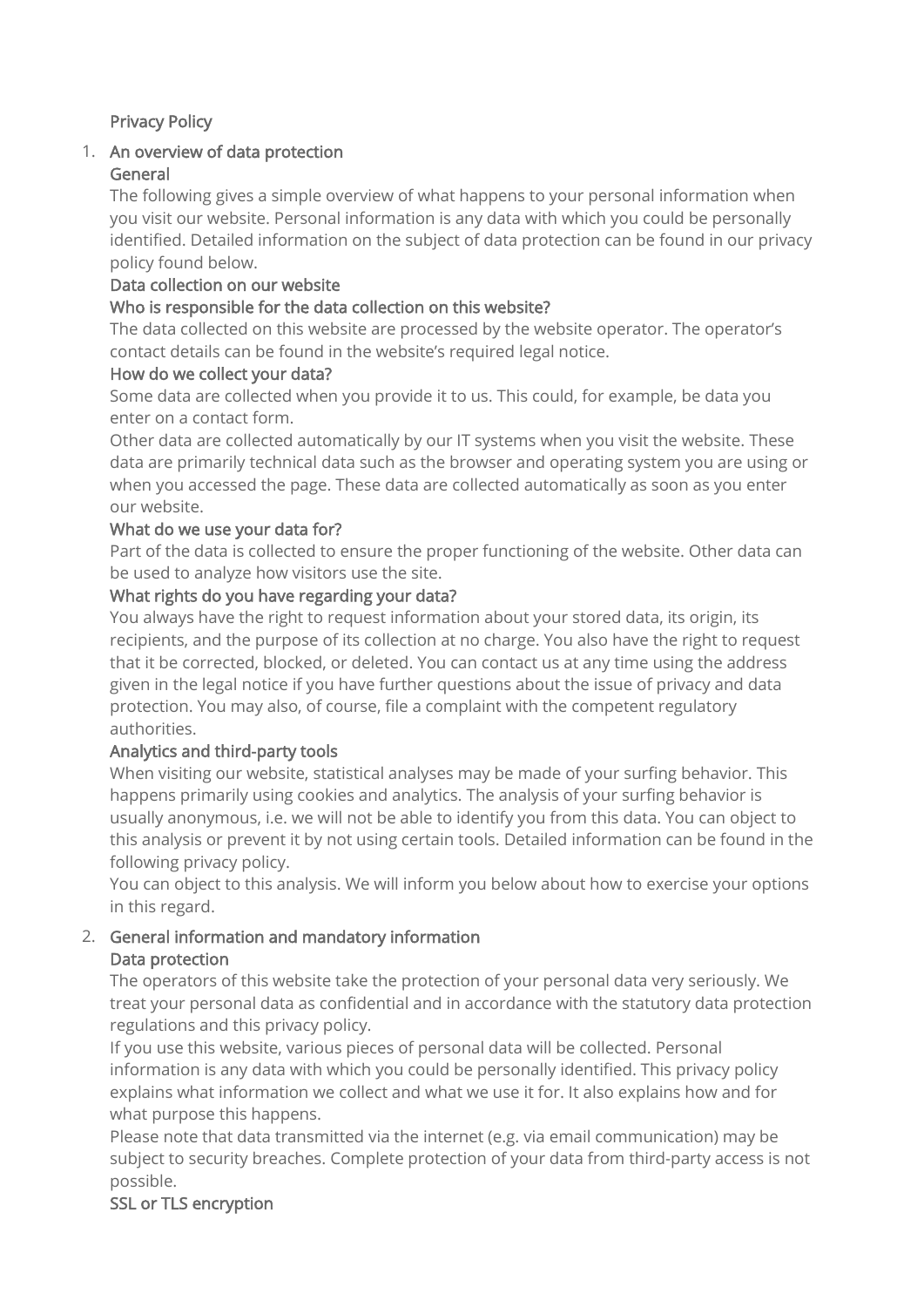# Privacy Policy

## 1. An overview of data protection

### General

The following gives a simple overview of what happens to your personal information when you visit our website. Personal information is any data with which you could be personally identified. Detailed information on the subject of data protection can be found in our privacy policy found below.

### Data collection on our website

#### Who is responsible for the data collection on this website?

The data collected on this website are processed by the website operator. The operator's contact details can be found in the website's required legal notice.

#### How do we collect your data?

Some data are collected when you provide it to us. This could, for example, be data you enter on a contact form.

Other data are collected automatically by our IT systems when you visit the website. These data are primarily technical data such as the browser and operating system you are using or when you accessed the page. These data are collected automatically as soon as you enter our website.

#### What do we use your data for?

Part of the data is collected to ensure the proper functioning of the website. Other data can be used to analyze how visitors use the site.

#### What rights do you have regarding your data?

You always have the right to request information about your stored data, its origin, its recipients, and the purpose of its collection at no charge. You also have the right to request that it be corrected, blocked, or deleted. You can contact us at any time using the address given in the legal notice if you have further questions about the issue of privacy and data protection. You may also, of course, file a complaint with the competent regulatory authorities.

### Analytics and third-party tools

When visiting our website, statistical analyses may be made of your surfing behavior. This happens primarily using cookies and analytics. The analysis of your surfing behavior is usually anonymous, i.e. we will not be able to identify you from this data. You can object to this analysis or prevent it by not using certain tools. Detailed information can be found in the following privacy policy.

You can object to this analysis. We will inform you below about how to exercise your options in this regard.

## 2. General information and mandatory information

### Data protection

The operators of this website take the protection of your personal data very seriously. We treat your personal data as confidential and in accordance with the statutory data protection regulations and this privacy policy.

If you use this website, various pieces of personal data will be collected. Personal information is any data with which you could be personally identified. This privacy policy explains what information we collect and what we use it for. It also explains how and for what purpose this happens.

Please note that data transmitted via the internet (e.g. via email communication) may be subject to security breaches. Complete protection of your data from third-party access is not possible.

### SSL or TLS encryption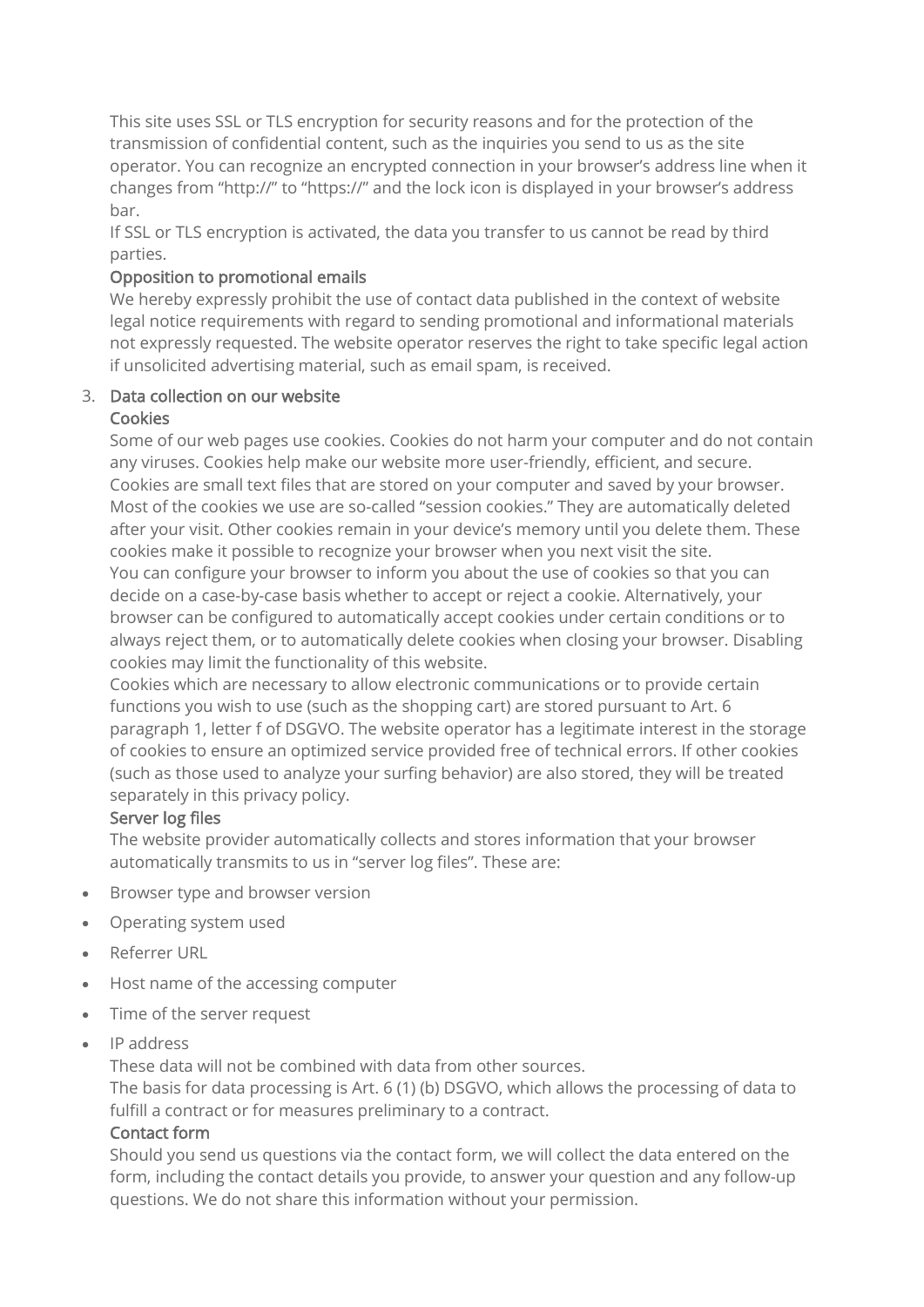This site uses SSL or TLS encryption for security reasons and for the protection of the transmission of confidential content, such as the inquiries you send to us as the site operator. You can recognize an encrypted connection in your browser's address line when it changes from "http://" to "https://" and the lock icon is displayed in your browser's address bar.

If SSL or TLS encryption is activated, the data you transfer to us cannot be read by third parties.

### Opposition to promotional emails

We hereby expressly prohibit the use of contact data published in the context of website legal notice requirements with regard to sending promotional and informational materials not expressly requested. The website operator reserves the right to take specific legal action if unsolicited advertising material, such as email spam, is received.

## 3. Data collection on our website

### Cookies

Some of our web pages use cookies. Cookies do not harm your computer and do not contain any viruses. Cookies help make our website more user-friendly, efficient, and secure. Cookies are small text files that are stored on your computer and saved by your browser. Most of the cookies we use are so-called "session cookies." They are automatically deleted after your visit. Other cookies remain in your device's memory until you delete them. These cookies make it possible to recognize your browser when you next visit the site.

You can configure your browser to inform you about the use of cookies so that you can decide on a case-by-case basis whether to accept or reject a cookie. Alternatively, your browser can be configured to automatically accept cookies under certain conditions or to always reject them, or to automatically delete cookies when closing your browser. Disabling cookies may limit the functionality of this website.

Cookies which are necessary to allow electronic communications or to provide certain functions you wish to use (such as the shopping cart) are stored pursuant to Art. 6 paragraph 1, letter f of DSGVO. The website operator has a legitimate interest in the storage of cookies to ensure an optimized service provided free of technical errors. If other cookies (such as those used to analyze your surfing behavior) are also stored, they will be treated separately in this privacy policy.

### Server log files

The website provider automatically collects and stores information that your browser automatically transmits to us in "server log files". These are:

- Browser type and browser version
- Operating system used
- Referrer URL
- Host name of the accessing computer
- Time of the server request
- IP address

These data will not be combined with data from other sources.

The basis for data processing is Art. 6 (1) (b) DSGVO, which allows the processing of data to fulfill a contract or for measures preliminary to a contract.

### Contact form

Should you send us questions via the contact form, we will collect the data entered on the form, including the contact details you provide, to answer your question and any follow-up questions. We do not share this information without your permission.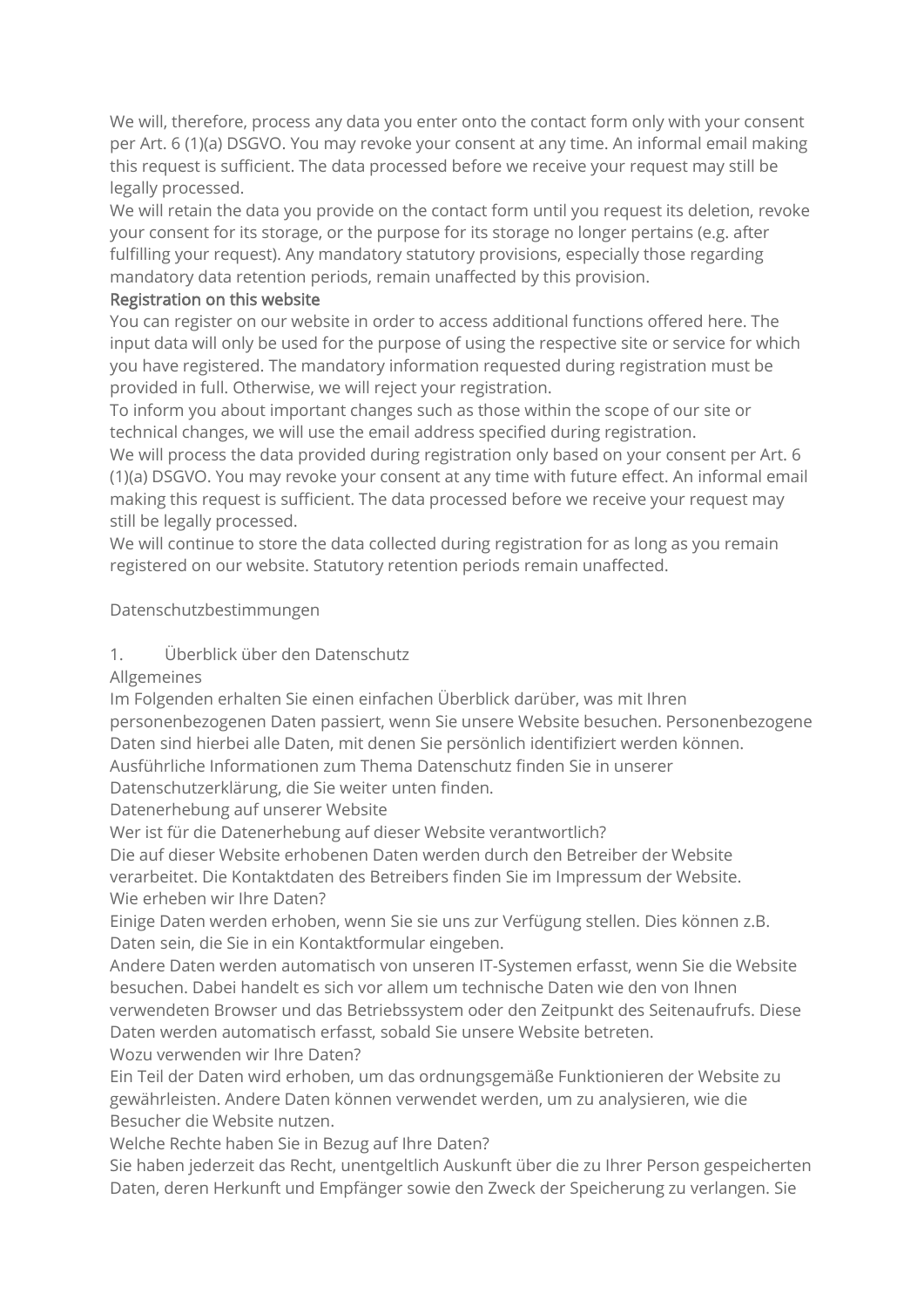We will, therefore, process any data you enter onto the contact form only with your consent per Art. 6 (1)(a) DSGVO. You may revoke your consent at any time. An informal email making this request is sufficient. The data processed before we receive your request may still be legally processed.

We will retain the data you provide on the contact form until you request its deletion, revoke your consent for its storage, or the purpose for its storage no longer pertains (e.g. after fulfilling your request). Any mandatory statutory provisions, especially those regarding mandatory data retention periods, remain unaffected by this provision.

### Registration on this website

You can register on our website in order to access additional functions offered here. The input data will only be used for the purpose of using the respective site or service for which you have registered. The mandatory information requested during registration must be provided in full. Otherwise, we will reject your registration.

To inform you about important changes such as those within the scope of our site or technical changes, we will use the email address specified during registration.

We will process the data provided during registration only based on your consent per Art. 6 (1)(a) DSGVO. You may revoke your consent at any time with future effect. An informal email making this request is sufficient. The data processed before we receive your request may still be legally processed.

We will continue to store the data collected during registration for as long as you remain registered on our website. Statutory retention periods remain unaffected.

Datenschutzbestimmungen

1. Überblick über den Datenschutz

Allgemeines

Im Folgenden erhalten Sie einen einfachen Überblick darüber, was mit Ihren personenbezogenen Daten passiert, wenn Sie unsere Website besuchen. Personenbezogene Daten sind hierbei alle Daten, mit denen Sie persönlich identifiziert werden können. Ausführliche Informationen zum Thema Datenschutz finden Sie in unserer Datenschutzerklärung, die Sie weiter unten finden.

Datenerhebung auf unserer Website

Wer ist für die Datenerhebung auf dieser Website verantwortlich?

Die auf dieser Website erhobenen Daten werden durch den Betreiber der Website verarbeitet. Die Kontaktdaten des Betreibers finden Sie im Impressum der Website.

Wie erheben wir Ihre Daten?

Einige Daten werden erhoben, wenn Sie sie uns zur Verfügung stellen. Dies können z.B. Daten sein, die Sie in ein Kontaktformular eingeben.

Andere Daten werden automatisch von unseren IT-Systemen erfasst, wenn Sie die Website besuchen. Dabei handelt es sich vor allem um technische Daten wie den von Ihnen verwendeten Browser und das Betriebssystem oder den Zeitpunkt des Seitenaufrufs. Diese Daten werden automatisch erfasst, sobald Sie unsere Website betreten.

Wozu verwenden wir Ihre Daten?

Ein Teil der Daten wird erhoben, um das ordnungsgemäße Funktionieren der Website zu gewährleisten. Andere Daten können verwendet werden, um zu analysieren, wie die Besucher die Website nutzen.

Welche Rechte haben Sie in Bezug auf Ihre Daten?

Sie haben jederzeit das Recht, unentgeltlich Auskunft über die zu Ihrer Person gespeicherten Daten, deren Herkunft und Empfänger sowie den Zweck der Speicherung zu verlangen. Sie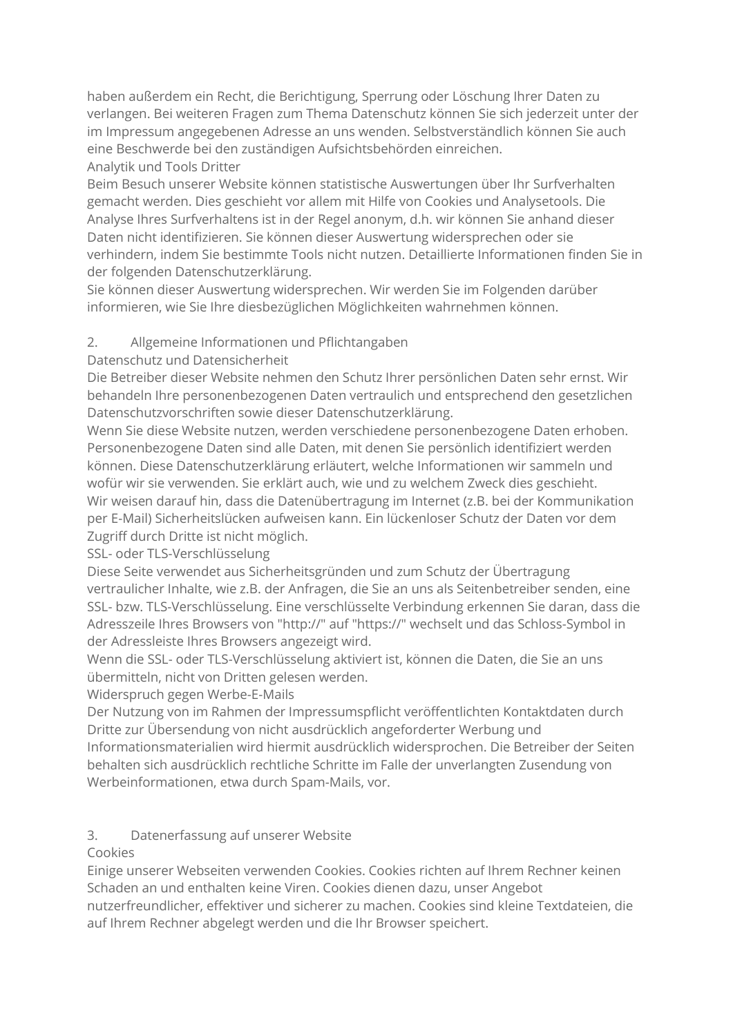haben außerdem ein Recht, die Berichtigung, Sperrung oder Löschung Ihrer Daten zu verlangen. Bei weiteren Fragen zum Thema Datenschutz können Sie sich jederzeit unter der im Impressum angegebenen Adresse an uns wenden. Selbstverständlich können Sie auch eine Beschwerde bei den zuständigen Aufsichtsbehörden einreichen.

### Analytik und Tools Dritter

Beim Besuch unserer Website können statistische Auswertungen über Ihr Surfverhalten gemacht werden. Dies geschieht vor allem mit Hilfe von Cookies und Analysetools. Die Analyse Ihres Surfverhaltens ist in der Regel anonym, d.h. wir können Sie anhand dieser Daten nicht identifizieren. Sie können dieser Auswertung widersprechen oder sie verhindern, indem Sie bestimmte Tools nicht nutzen. Detaillierte Informationen finden Sie in der folgenden Datenschutzerklärung.

Sie können dieser Auswertung widersprechen. Wir werden Sie im Folgenden darüber informieren, wie Sie Ihre diesbezüglichen Möglichkeiten wahrnehmen können.

## 2. Allgemeine Informationen und Pflichtangaben

### Datenschutz und Datensicherheit

Die Betreiber dieser Website nehmen den Schutz Ihrer persönlichen Daten sehr ernst. Wir behandeln Ihre personenbezogenen Daten vertraulich und entsprechend den gesetzlichen Datenschutzvorschriften sowie dieser Datenschutzerklärung.

Wenn Sie diese Website nutzen, werden verschiedene personenbezogene Daten erhoben. Personenbezogene Daten sind alle Daten, mit denen Sie persönlich identifiziert werden können. Diese Datenschutzerklärung erläutert, welche Informationen wir sammeln und wofür wir sie verwenden. Sie erklärt auch, wie und zu welchem Zweck dies geschieht.

Wir weisen darauf hin, dass die Datenübertragung im Internet (z.B. bei der Kommunikation per E-Mail) Sicherheitslücken aufweisen kann. Ein lückenloser Schutz der Daten vor dem Zugriff durch Dritte ist nicht möglich.

### SSL- oder TLS-Verschlüsselung

Diese Seite verwendet aus Sicherheitsgründen und zum Schutz der Übertragung vertraulicher Inhalte, wie z.B. der Anfragen, die Sie an uns als Seitenbetreiber senden, eine SSL- bzw. TLS-Verschlüsselung. Eine verschlüsselte Verbindung erkennen Sie daran, dass die Adresszeile Ihres Browsers von "http://" auf "https://" wechselt und das Schloss-Symbol in der Adressleiste Ihres Browsers angezeigt wird.

Wenn die SSL- oder TLS-Verschlüsselung aktiviert ist, können die Daten, die Sie an uns übermitteln, nicht von Dritten gelesen werden.

### Widerspruch gegen Werbe-E-Mails

Der Nutzung von im Rahmen der Impressumspflicht veröffentlichten Kontaktdaten durch Dritte zur Übersendung von nicht ausdrücklich angeforderter Werbung und Informationsmaterialien wird hiermit ausdrücklich widersprochen. Die Betreiber der Seiten behalten sich ausdrücklich rechtliche Schritte im Falle der unverlangten Zusendung von Werbeinformationen, etwa durch Spam-Mails, vor.

## 3. Datenerfassung auf unserer Website

### Cookies

Einige unserer Webseiten verwenden Cookies. Cookies richten auf Ihrem Rechner keinen Schaden an und enthalten keine Viren. Cookies dienen dazu, unser Angebot nutzerfreundlicher, effektiver und sicherer zu machen. Cookies sind kleine Textdateien, die auf Ihrem Rechner abgelegt werden und die Ihr Browser speichert.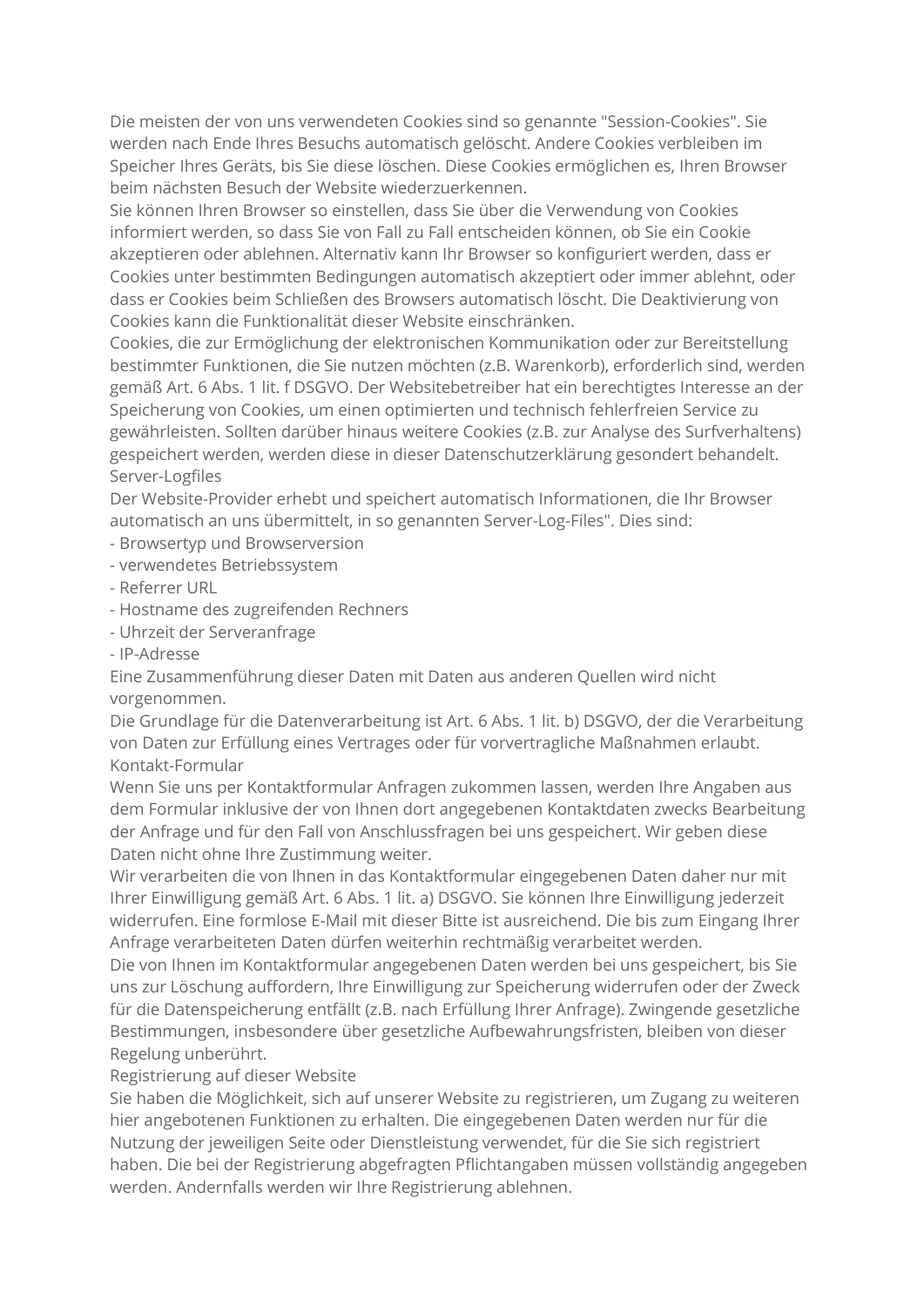Die meisten der von uns verwendeten Cookies sind so genannte "Session-Cookies". Sie werden nach Ende Ihres Besuchs automatisch gelöscht. Andere Cookies verbleiben im Speicher Ihres Geräts, bis Sie diese löschen. Diese Cookies ermöglichen es, Ihren Browser beim nächsten Besuch der Website wiederzuerkennen.

Sie können Ihren Browser so einstellen, dass Sie über die Verwendung von Cookies informiert werden, so dass Sie von Fall zu Fall entscheiden können, ob Sie ein Cookie akzeptieren oder ablehnen. Alternativ kann Ihr Browser so konfiguriert werden, dass er Cookies unter bestimmten Bedingungen automatisch akzeptiert oder immer ablehnt, oder dass er Cookies beim Schließen des Browsers automatisch löscht. Die Deaktivierung von Cookies kann die Funktionalität dieser Website einschränken.

Cookies, die zur Ermöglichung der elektronischen Kommunikation oder zur Bereitstellung bestimmter Funktionen, die Sie nutzen möchten (z.B. Warenkorb), erforderlich sind, werden gemäß Art. 6 Abs. 1 lit. f DSGVO. Der Websitebetreiber hat ein berechtigtes Interesse an der Speicherung von Cookies, um einen optimierten und technisch fehlerfreien Service zu gewährleisten. Sollten darüber hinaus weitere Cookies (z.B. zur Analyse des Surfverhaltens) gespeichert werden, werden diese in dieser Datenschutzerklärung gesondert behandelt.

## Server-Logfiles

Der Website-Provider erhebt und speichert automatisch Informationen, die Ihr Browser automatisch an uns übermittelt, in so genannten Server-Log-Files". Dies sind:

- Browsertyp und Browserversion
- verwendetes Betriebssystem
- Referrer URL
- Hostname des zugreifenden Rechners
- Uhrzeit der Serveranfrage
- IP-Adresse

Eine Zusammenführung dieser Daten mit Daten aus anderen Quellen wird nicht vorgenommen.

Die Grundlage für die Datenverarbeitung ist Art. 6 Abs. 1 lit. b) DSGVO, der die Verarbeitung von Daten zur Erfüllung eines Vertrages oder für vorvertragliche Maßnahmen erlaubt.

## Kontakt-Formular

Wenn Sie uns per Kontaktformular Anfragen zukommen lassen, werden Ihre Angaben aus dem Formular inklusive der von Ihnen dort angegebenen Kontaktdaten zwecks Bearbeitung der Anfrage und für den Fall von Anschlussfragen bei uns gespeichert. Wir geben diese Daten nicht ohne Ihre Zustimmung weiter.

Wir verarbeiten die von Ihnen in das Kontaktformular eingegebenen Daten daher nur mit Ihrer Einwilligung gemäß Art. 6 Abs. 1 lit. a) DSGVO. Sie können Ihre Einwilligung jederzeit widerrufen. Eine formlose E-Mail mit dieser Bitte ist ausreichend. Die bis zum Eingang Ihrer Anfrage verarbeiteten Daten dürfen weiterhin rechtmäßig verarbeitet werden.

Die von Ihnen im Kontaktformular angegebenen Daten werden bei uns gespeichert, bis Sie uns zur Löschung auffordern, Ihre Einwilligung zur Speicherung widerrufen oder der Zweck für die Datenspeicherung entfällt (z.B. nach Erfüllung Ihrer Anfrage). Zwingende gesetzliche Bestimmungen, insbesondere über gesetzliche Aufbewahrungsfristen, bleiben von dieser Regelung unberührt.

## Registrierung auf dieser Website

Sie haben die Möglichkeit, sich auf unserer Website zu registrieren, um Zugang zu weiteren hier angebotenen Funktionen zu erhalten. Die eingegebenen Daten werden nur für die Nutzung der jeweiligen Seite oder Dienstleistung verwendet, für die Sie sich registriert haben. Die bei der Registrierung abgefragten Pflichtangaben müssen vollständig angegeben werden. Andernfalls werden wir Ihre Registrierung ablehnen.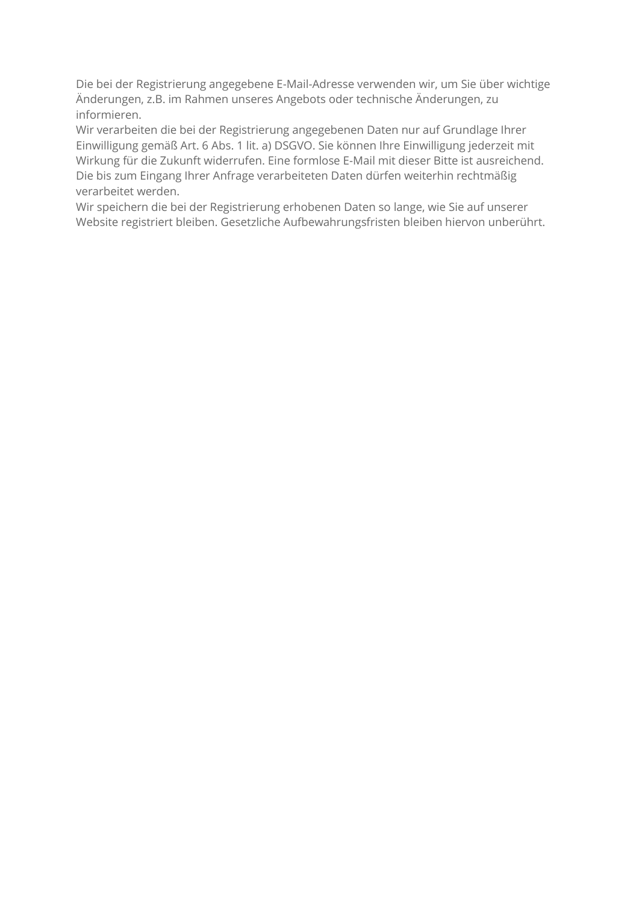Die bei der Registrierung angegebene E-Mail-Adresse verwenden wir, um Sie über wichtige Änderungen, z.B. im Rahmen unseres Angebots oder technische Änderungen, zu informieren.

Wir verarbeiten die bei der Registrierung angegebenen Daten nur auf Grundlage Ihrer Einwilligung gemäß Art. 6 Abs. 1 lit. a) DSGVO. Sie können Ihre Einwilligung jederzeit mit Wirkung für die Zukunft widerrufen. Eine formlose E-Mail mit dieser Bitte ist ausreichend. Die bis zum Eingang Ihrer Anfrage verarbeiteten Daten dürfen weiterhin rechtmäßig verarbeitet werden.

Wir speichern die bei der Registrierung erhobenen Daten so lange, wie Sie auf unserer Website registriert bleiben. Gesetzliche Aufbewahrungsfristen bleiben hiervon unberührt.